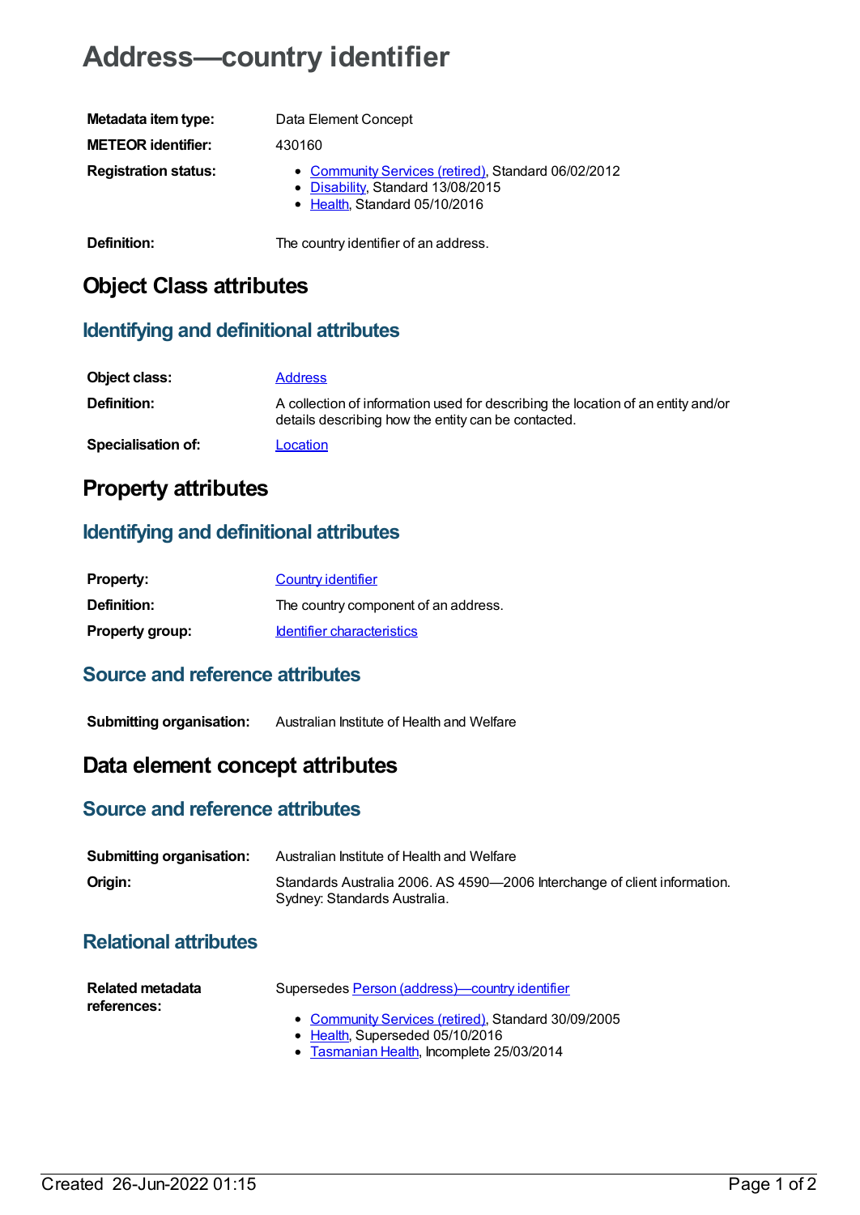# Address—country identifier

| | |
|---|---|
| **Metadata item type:** | Data Element Concept |
| **METEOR identifier:** | 430160 |
| **Registration status:** | • Community Services (retired), Standard 06/02/2012<br>• Disability, Standard 13/08/2015<br>• Health, Standard 05/10/2016 |
| **Definition:** | The country identifier of an address. |

## Object Class attributes

### Identifying and definitional attributes

| | |
|---|---|
| **Object class:** | Address |
| **Definition:** | A collection of information used for describing the location of an entity and/or details describing how the entity can be contacted. |
| **Specialisation of:** | Location |

## Property attributes

### Identifying and definitional attributes

| | |
|---|---|
| **Property:** | Country identifier |
| **Definition:** | The country component of an address. |
| **Property group:** | Identifier characteristics |

### Source and reference attributes

| | |
|---|---|
| **Submitting organisation:** | Australian Institute of Health and Welfare |

## Data element concept attributes

### Source and reference attributes

| | |
|---|---|
| **Submitting organisation:** | Australian Institute of Health and Welfare |
| **Origin:** | Standards Australia 2006. AS 4590—2006 Interchange of client information. Sydney: Standards Australia. |

### Relational attributes

| | |
|---|---|
| **Related metadata references:** | Supersedes Person (address)—country identifier<br>• Community Services (retired), Standard 30/09/2005<br>• Health, Superseded 05/10/2016<br>• Tasmanian Health, Incomplete 25/03/2014 |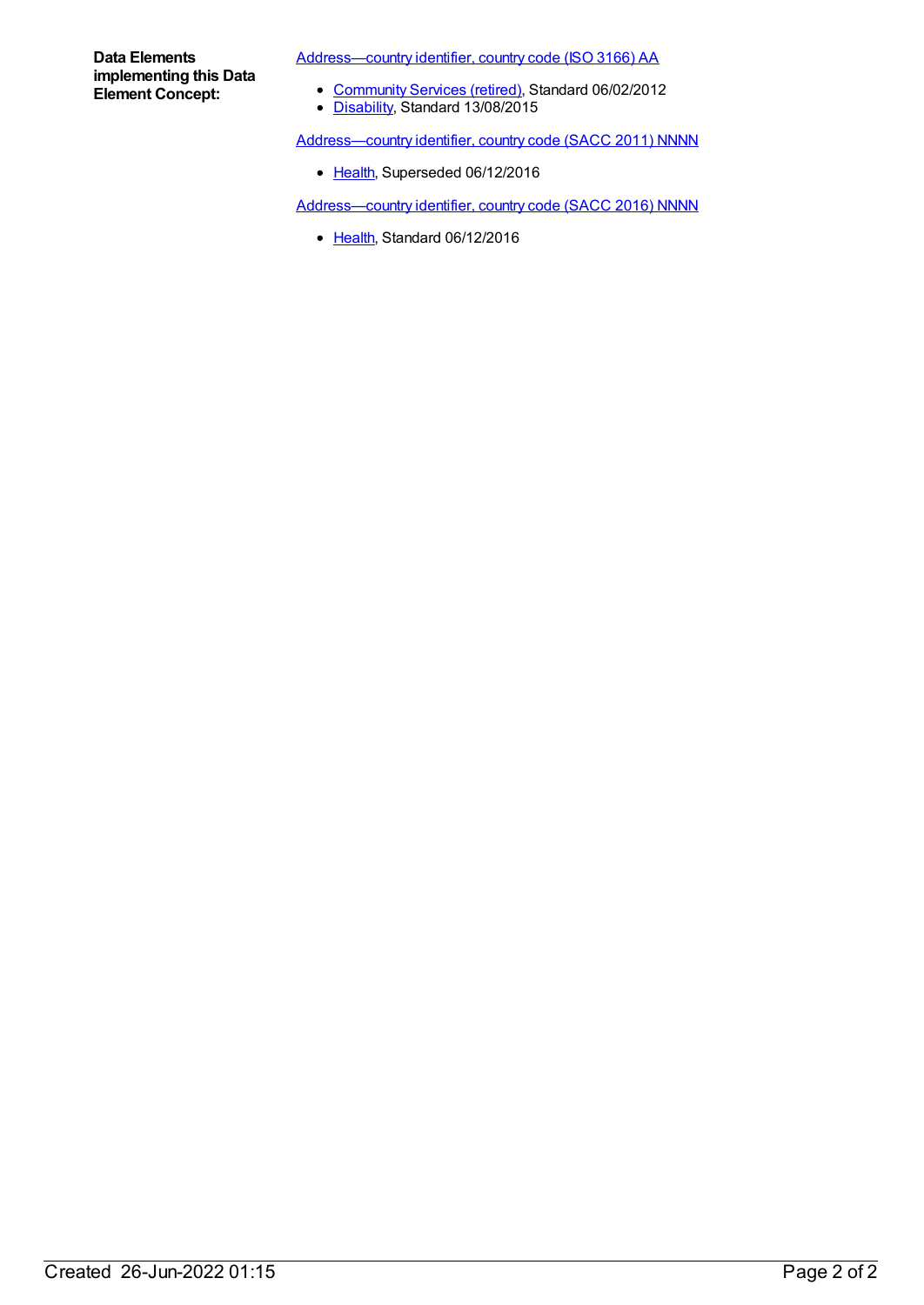**Data Elements implementing this Data Element Concept:**

Address—country identifier, country code (ISO 3166) AA

- Community Services (retired), Standard 06/02/2012
- Disability, Standard 13/08/2015

Address—country identifier, country code (SACC 2011) NNNN

- Health, Superseded 06/12/2016

Address—country identifier, country code (SACC 2016) NNNN

- Health, Standard 06/12/2016